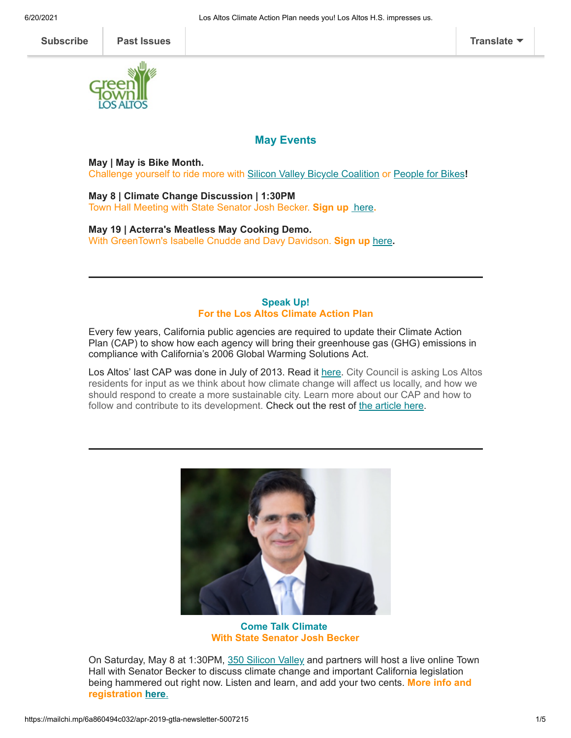Subscribe | Past Issues | Translate

## May Events

**May | May is Bike Month.**
Challenge yourself to ride more with Silicon Valley Bicycle Coalition or People for Bikes!

**May 8 | Climate Change Discussion | 1:30PM**
Town Hall Meeting with State Senator Josh Becker. **Sign up** here.

**May 19 | Acterra's Meatless May Cooking Demo.**
With GreenTown's Isabelle Cnudde and Davy Davidson. **Sign up** here.

---

### Speak Up!
### For the Los Altos Climate Action Plan

Every few years, California public agencies are required to update their Climate Action Plan (CAP) to show how each agency will bring their greenhouse gas (GHG) emissions in compliance with California's 2006 Global Warming Solutions Act.

Los Altos' last CAP was done in July of 2013. Read it here. City Council is asking Los Altos residents for input as we think about how climate change will affect us locally, and how we should respond to create a more sustainable city. Learn more about our CAP and how to follow and contribute to its development. Check out the rest of the article here.

---

### Come Talk Climate
### With State Senator Josh Becker

On Saturday, May 8 at 1:30PM, 350 Silicon Valley and partners will host a live online Town Hall with Senator Becker to discuss climate change and important California legislation being hammered out right now. Listen and learn, and add your two cents. **More info and registration here.**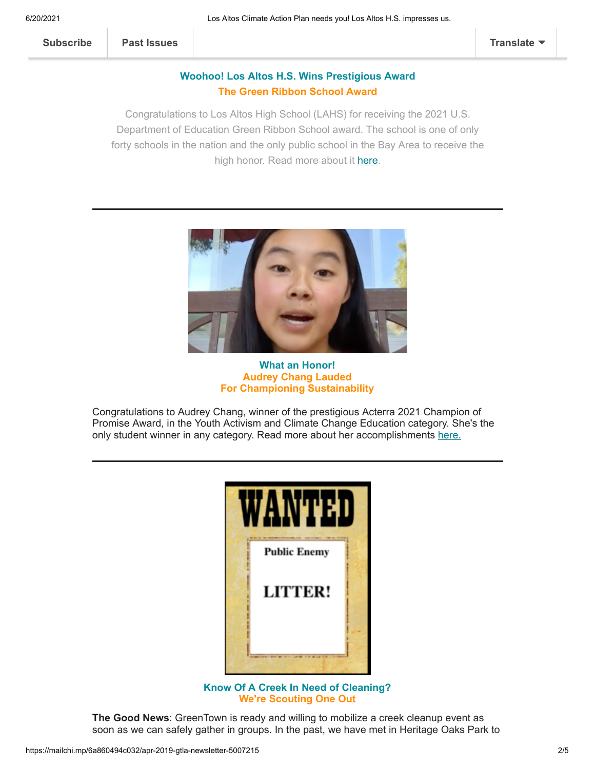Subscribe | Past Issues | Translate

## Woohoo! Los Altos H.S. Wins Prestigious Award

### The Green Ribbon School Award

Congratulations to Los Altos High School (LAHS) for receiving the 2021 U.S. Department of Education Green Ribbon School award. The school is one of only forty schools in the nation and the only public school in the Bay Area to receive the high honor. Read more about it here.

---

## What an Honor!

### Audrey Chang Lauded For Championing Sustainability

Congratulations to Audrey Chang, winner of the prestigious Acterra 2021 Champion of Promise Award, in the Youth Activism and Climate Change Education category. She's the only student winner in any category. Read more about her accomplishments here.

---

WANTED

Public Enemy

LITTER!

## Know Of A Creek In Need of Cleaning?

### We're Scouting One Out

**The Good News**: GreenTown is ready and willing to mobilize a creek cleanup event as soon as we can safely gather in groups. In the past, we have met in Heritage Oaks Park to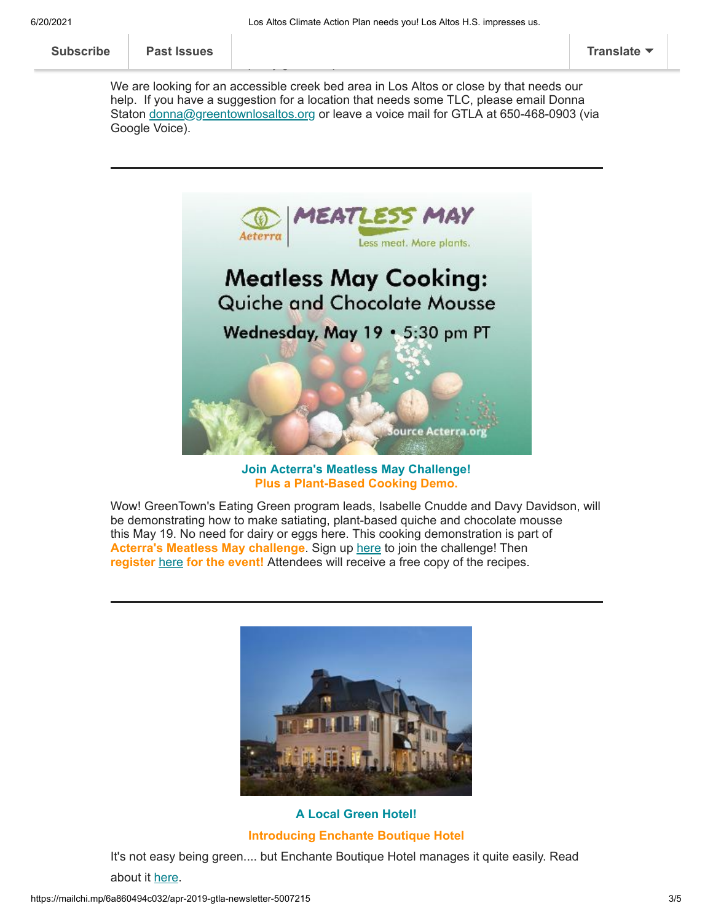We are looking for an accessible creek bed area in Los Altos or close by that needs our help. If you have a suggestion for a location that needs some TLC, please email Donna Staton [donna@greentownlosaltos.org](mailto:donna@greentownlosaltos.org) or leave a voice mail for GTLA at 650-468-0903 (via Google Voice).

---

**Join Acterra's Meatless May Challenge!**
**Plus a Plant-Based Cooking Demo.**

Wow! GreenTown's Eating Green program leads, Isabelle Cnudde and Davy Davidson, will be demonstrating how to make satiating, plant-based quiche and chocolate mousse this May 19. No need for dairy or eggs here. This cooking demonstration is part of **Acterra's Meatless May challenge**. Sign up here to join the challenge! Then **register** here **for the event!** Attendees will receive a free copy of the recipes.

---

**A Local Green Hotel!**

**Introducing Enchante Boutique Hotel**

It's not easy being green.... but Enchante Boutique Hotel manages it quite easily. Read about it here.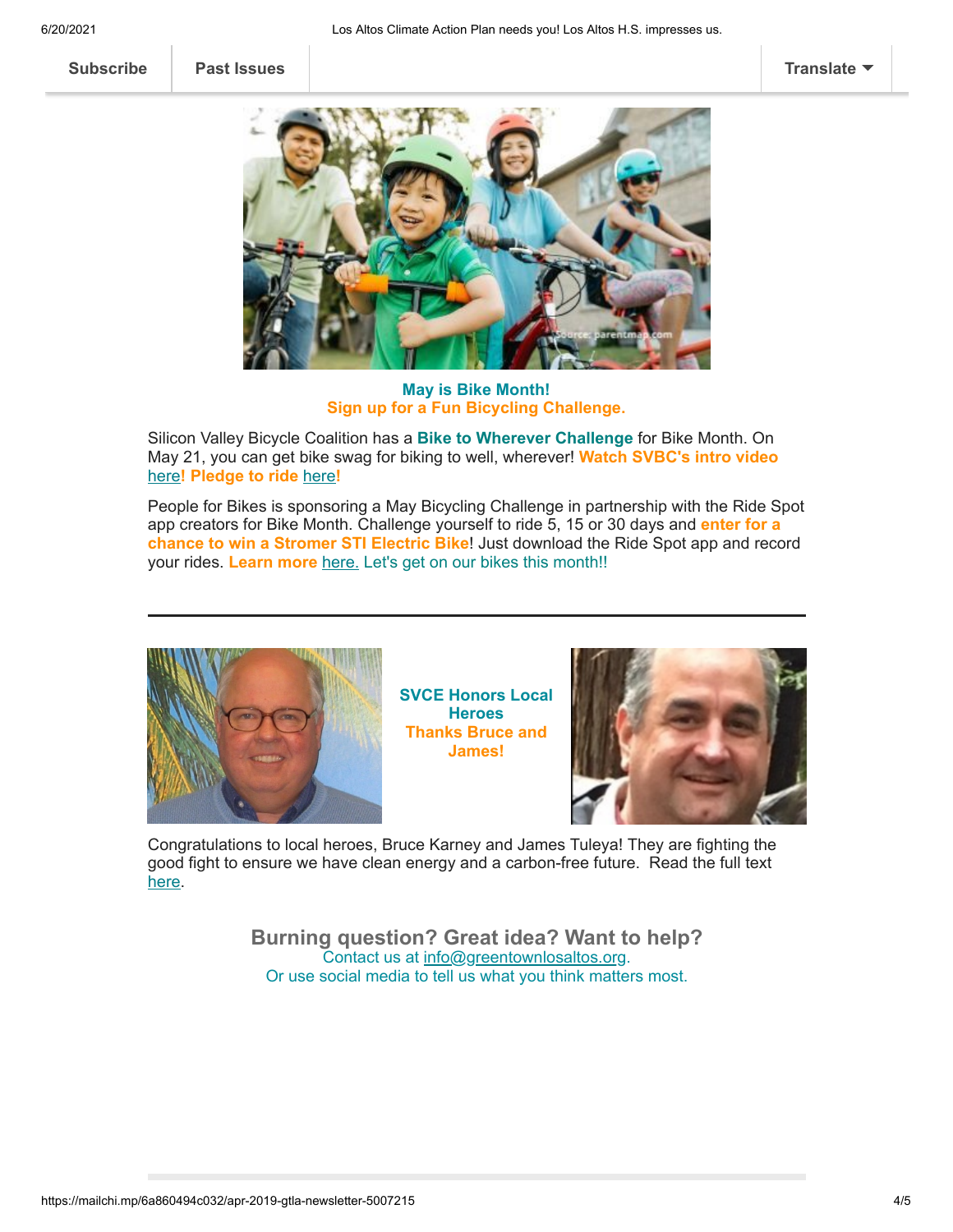Subscribe | Past Issues | Translate

**May is Bike Month!**
**Sign up for a Fun Bicycling Challenge.**

Silicon Valley Bicycle Coalition has a **Bike to Wherever Challenge** for Bike Month. On May 21, you can get bike swag for biking to well, wherever! **Watch SVBC's intro video** here! **Pledge to ride** here**!**

People for Bikes is sponsoring a May Bicycling Challenge in partnership with the Ride Spot app creators for Bike Month. Challenge yourself to ride 5, 15 or 30 days and **enter for a chance to win a Stromer STI Electric Bike**! Just download the Ride Spot app and record your rides. **Learn more** here. Let's get on our bikes this month!!

---

**SVCE Honors Local Heroes**
**Thanks Bruce and James!**

Congratulations to local heroes, Bruce Karney and James Tuleya! They are fighting the good fight to ensure we have clean energy and a carbon-free future. Read the full text here.

**Burning question? Great idea? Want to help?**
Contact us at info@greentownlosaltos.org.
Or use social media to tell us what you think matters most.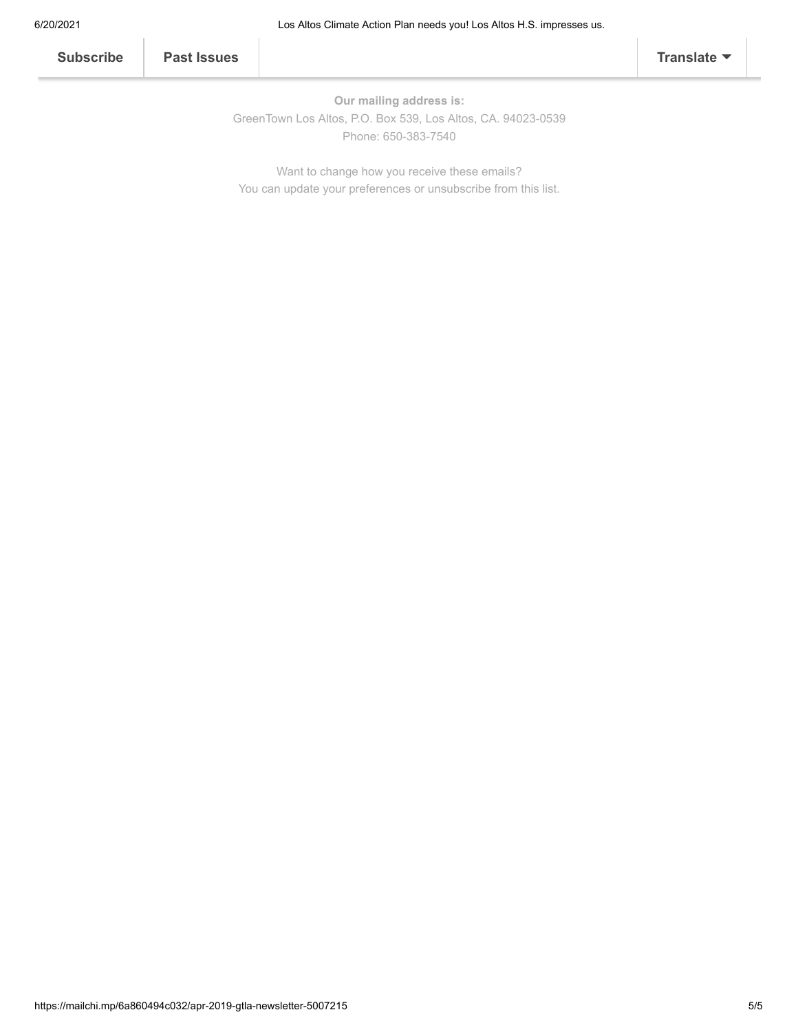Subscribe | Past Issues | Translate ▼

**Our mailing address is:**
GreenTown Los Altos, P.O. Box 539, Los Altos, CA. 94023-0539
Phone: 650-383-7540

Want to change how you receive these emails?
You can update your preferences or unsubscribe from this list.